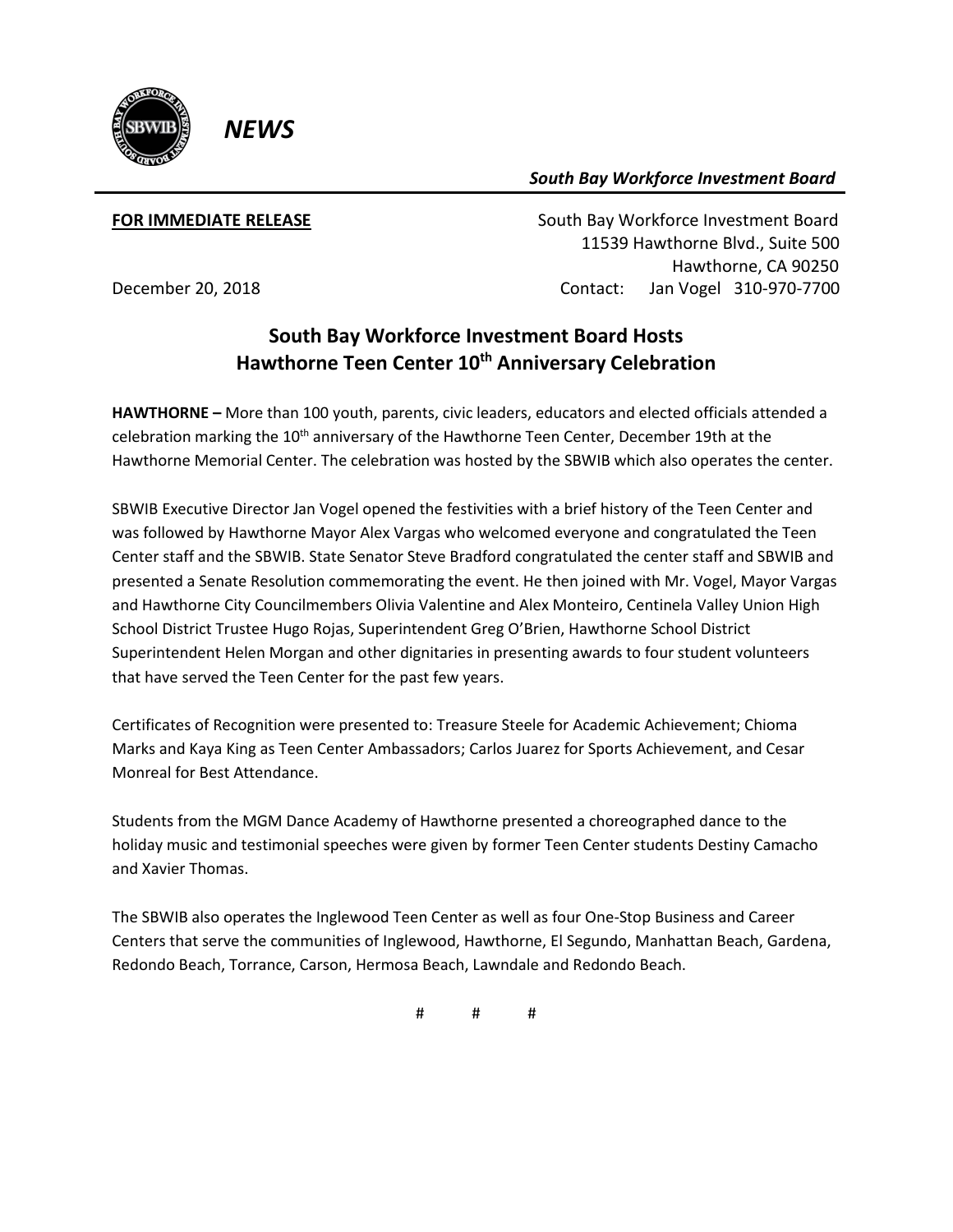*NEWS*

***South Bay Workforce Investment Board***

**FOR IMMEDIATE RELEASE**

South Bay Workforce Investment Board
11539 Hawthorne Blvd., Suite 500
Hawthorne, CA 90250
Contact: Jan Vogel 310-970-7700

December 20, 2018

## South Bay Workforce Investment Board Hosts Hawthorne Teen Center 10th Anniversary Celebration

**HAWTHORNE –** More than 100 youth, parents, civic leaders, educators and elected officials attended a celebration marking the 10th anniversary of the Hawthorne Teen Center, December 19th at the Hawthorne Memorial Center. The celebration was hosted by the SBWIB which also operates the center.

SBWIB Executive Director Jan Vogel opened the festivities with a brief history of the Teen Center and was followed by Hawthorne Mayor Alex Vargas who welcomed everyone and congratulated the Teen Center staff and the SBWIB. State Senator Steve Bradford congratulated the center staff and SBWIB and presented a Senate Resolution commemorating the event. He then joined with Mr. Vogel, Mayor Vargas and Hawthorne City Councilmembers Olivia Valentine and Alex Monteiro, Centinela Valley Union High School District Trustee Hugo Rojas, Superintendent Greg O'Brien, Hawthorne School District Superintendent Helen Morgan and other dignitaries in presenting awards to four student volunteers that have served the Teen Center for the past few years.

Certificates of Recognition were presented to: Treasure Steele for Academic Achievement; Chioma Marks and Kaya King as Teen Center Ambassadors; Carlos Juarez for Sports Achievement, and Cesar Monreal for Best Attendance.

Students from the MGM Dance Academy of Hawthorne presented a choreographed dance to the holiday music and testimonial speeches were given by former Teen Center students Destiny Camacho and Xavier Thomas.

The SBWIB also operates the Inglewood Teen Center as well as four One-Stop Business and Career Centers that serve the communities of Inglewood, Hawthorne, El Segundo, Manhattan Beach, Gardena, Redondo Beach, Torrance, Carson, Hermosa Beach, Lawndale and Redondo Beach.

# # #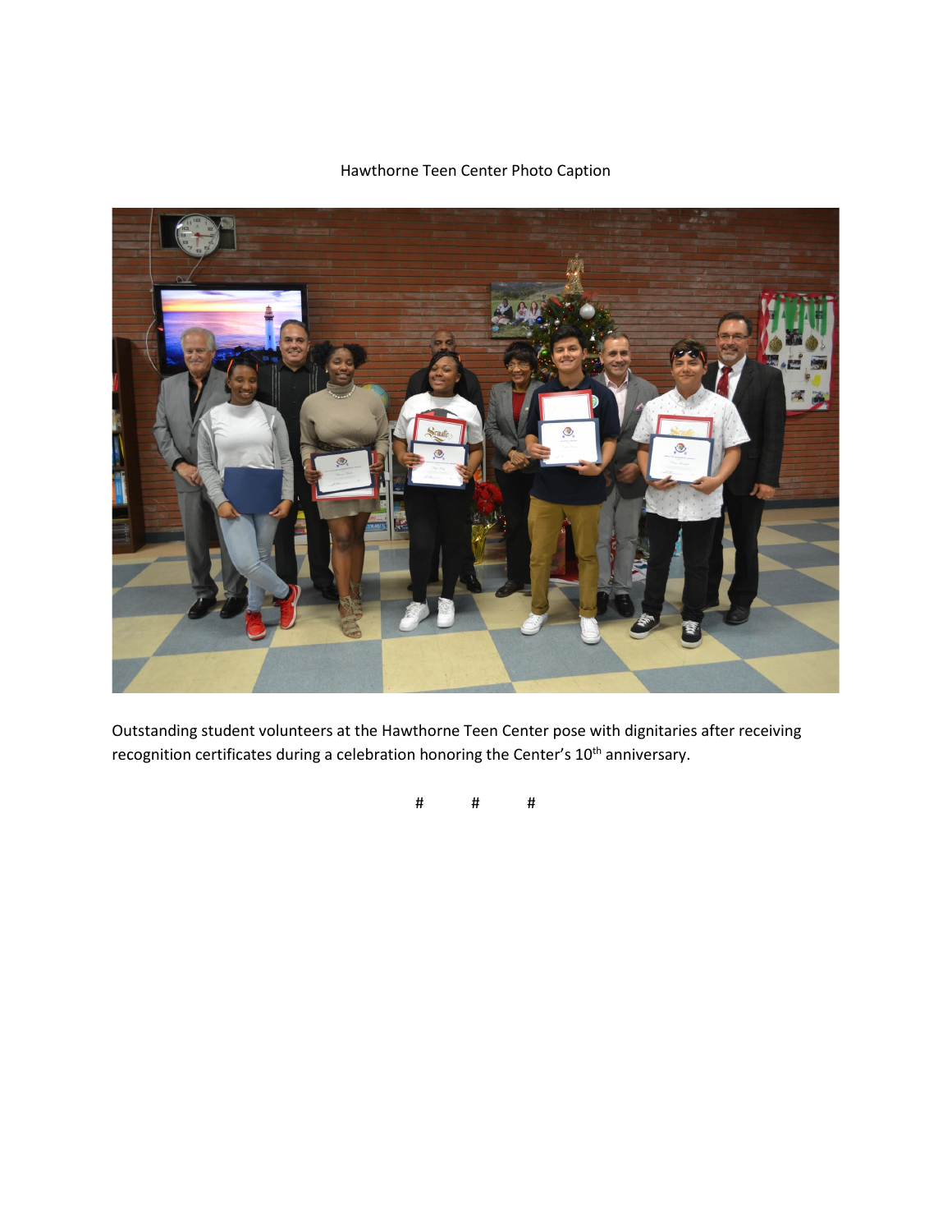Hawthorne Teen Center Photo Caption

Outstanding student volunteers at the Hawthorne Teen Center pose with dignitaries after receiving recognition certificates during a celebration honoring the Center's 10th anniversary.

# # #